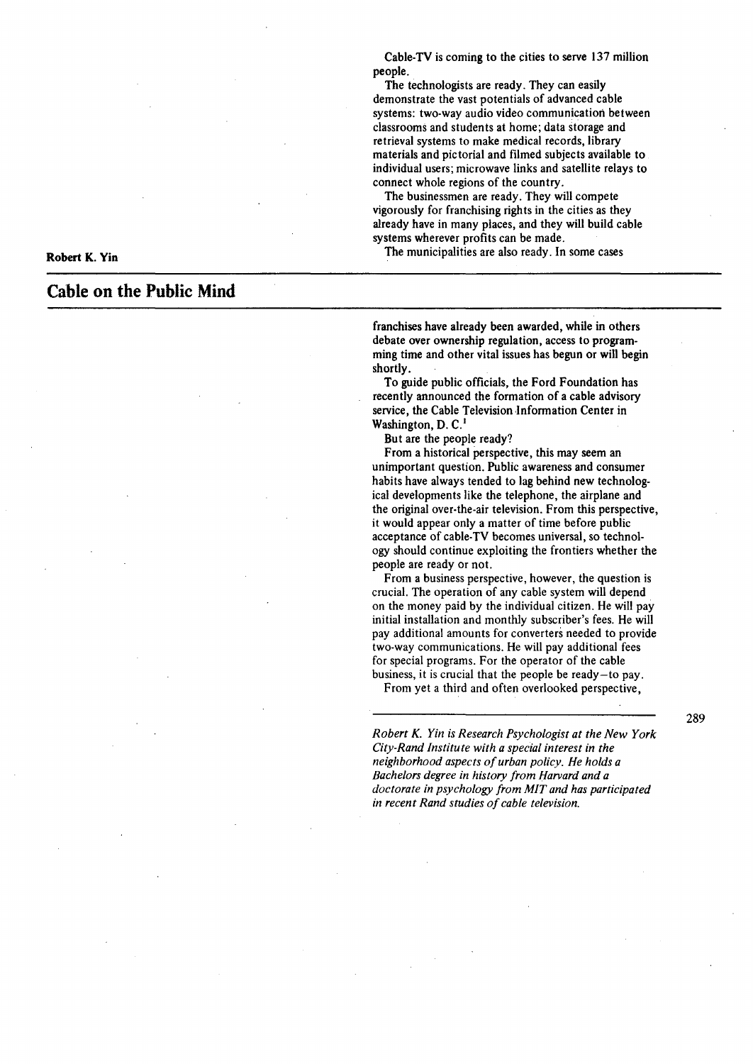# Cable on the Public Mind

**Robert K. Yin**

Cable-TV is coming to the cities to serve 137 million people.

The technologists are ready. They can easily demonstrate the vast potentials of advanced cable systems: two-way audio video communication between classrooms and students at home; data storage and retrieval systems to make medical records, library materials and pictorial and filmed subjects available to individual users; microwave links and satellite relays to connect whole regions of the country.

The businessmen are ready. They will compete vigorously for franchising rights in the cities as they already have in many places, and they will build cable systems wherever profits can be made.

The municipalities are also ready. In some cases franchises have already been awarded, while in others debate over ownership regulation, access to programming time and other vital issues has begun or will begin shortly.

To guide public officials, the Ford Foundation has recently announced the formation of a cable advisory service, the Cable Television Information Center in Washington, D. C.[1]

But are the people ready?

From a historical perspective, this may seem an unimportant question. Public awareness and consumer habits have always tended to lag behind new technological developments like the telephone, the airplane and the original over-the-air television. From this perspective, it would appear only a matter of time before public acceptance of cable-TV becomes universal, so technology should continue exploiting the frontiers whether the people are ready or not.

From a business perspective, however, the question is crucial. The operation of any cable system will depend on the money paid by the individual citizen. He will pay initial installation and monthly subscriber's fees. He will pay additional amounts for converters needed to provide two-way communications. He will pay additional fees for special programs. For the operator of the cable business, it is crucial that the people be ready—to pay.

From yet a third and often overlooked perspective,

*Robert K. Yin is Research Psychologist at the New York City-Rand Institute with a special interest in the neighborhood aspects of urban policy. He holds a Bachelors degree in history from Harvard and a doctorate in psychology from MIT and has participated in recent Rand studies of cable television.*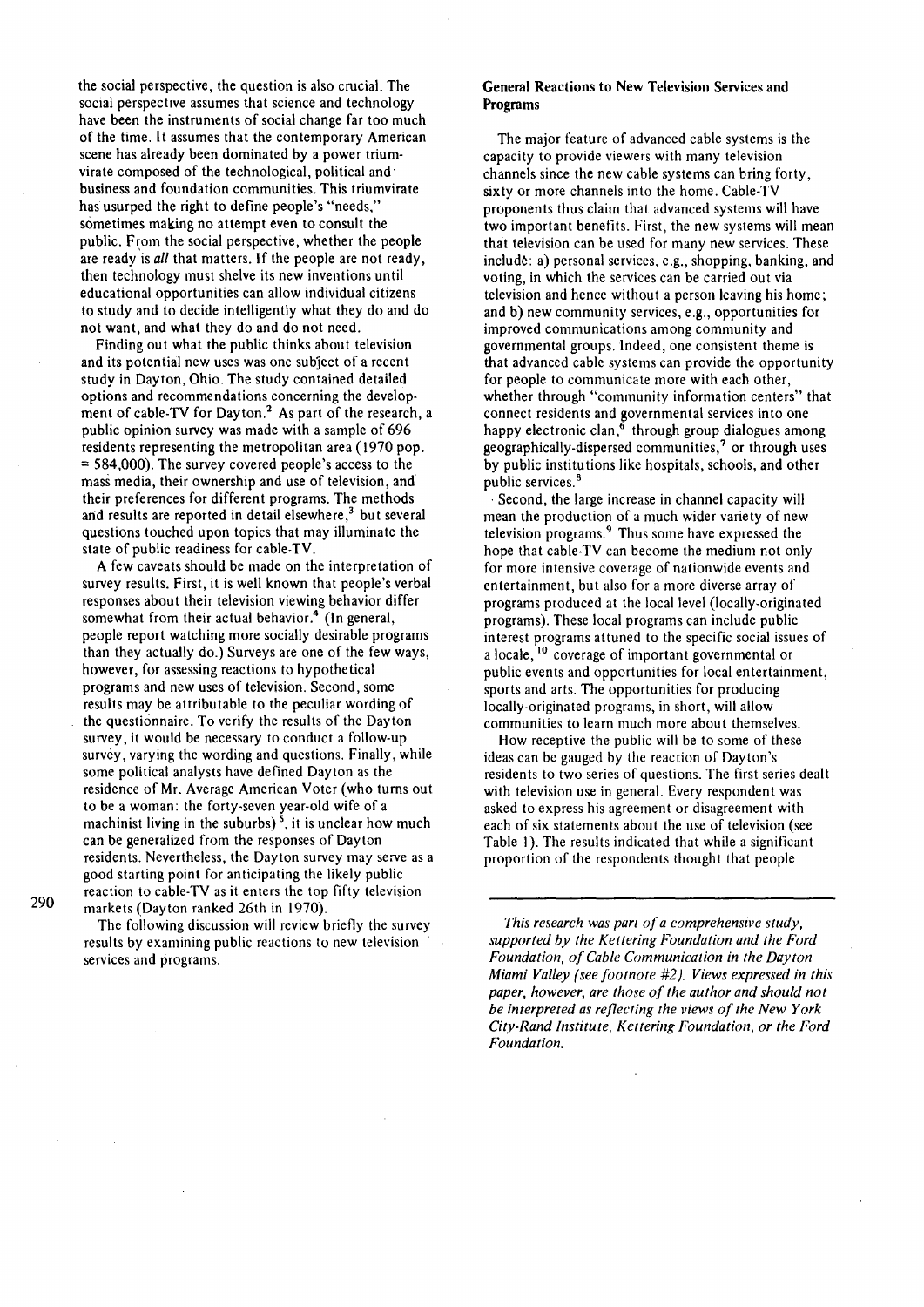the social perspective, the question is also crucial. The social perspective assumes that science and technology have been the instruments of social change far too much of the time. It assumes that the contemporary American scene has already been dominated by a power triumvirate composed of the technological, political and business and foundation communities. This triumvirate has usurped the right to define people's "needs," sometimes making no attempt even to consult the public. From the social perspective, whether the people are ready is *all* that matters. If the people are not ready, then technology must shelve its new inventions until educational opportunities can allow individual citizens to study and to decide intelligently what they do and do not want, and what they do and do not need.

Finding out what the public thinks about television and its potential new uses was one subject of a recent study in Dayton, Ohio. The study contained detailed options and recommendations concerning the development of cable-TV for Dayton.[2] As part of the research, a public opinion survey was made with a sample of 696 residents representing the metropolitan area (1970 pop. = 584,000). The survey covered people's access to the mass media, their ownership and use of television, and their preferences for different programs. The methods and results are reported in detail elsewhere,[3] but several questions touched upon topics that may illuminate the state of public readiness for cable-TV.

A few caveats should be made on the interpretation of survey results. First, it is well known that people's verbal responses about their television viewing behavior differ somewhat from their actual behavior.[4] (In general, people report watching more socially desirable programs than they actually do.) Surveys are one of the few ways, however, for assessing reactions to hypothetical programs and new uses of television. Second, some results may be attributable to the peculiar wording of the questionnaire. To verify the results of the Dayton survey, it would be necessary to conduct a follow-up survey, varying the wording and questions. Finally, while some political analysts have defined Dayton as the residence of Mr. Average American Voter (who turns out to be a woman: the forty-seven year-old wife of a machinist living in the suburbs)[5], it is unclear how much can be generalized from the responses of Dayton residents. Nevertheless, the Dayton survey may serve as a good starting point for anticipating the likely public reaction to cable-TV as it enters the top fifty television markets (Dayton ranked 26th in 1970).

The following discussion will review briefly the survey results by examining public reactions to new television services and programs.

### General Reactions to New Television Services and Programs

The major feature of advanced cable systems is the capacity to provide viewers with many television channels since the new cable systems can bring forty, sixty or more channels into the home. Cable-TV proponents thus claim that advanced systems will have two important benefits. First, the new systems will mean that television can be used for many new services. These include: a) personal services, e.g., shopping, banking, and voting, in which the services can be carried out via television and hence without a person leaving his home; and b) new community services, e.g., opportunities for improved communications among community and governmental groups. Indeed, one consistent theme is that advanced cable systems can provide the opportunity for people to communicate more with each other, whether through "community information centers" that connect residents and governmental services into one happy electronic clan,[6] through group dialogues among geographically-dispersed communities,[7] or through uses by public institutions like hospitals, schools, and other public services.[8]

Second, the large increase in channel capacity will mean the production of a much wider variety of new television programs.[9] Thus some have expressed the hope that cable-TV can become the medium not only for more intensive coverage of nationwide events and entertainment, but also for a more diverse array of programs produced at the local level (locally-originated programs). These local programs can include public interest programs attuned to the specific social issues of a locale,[10] coverage of important governmental or public events and opportunities for local entertainment, sports and arts. The opportunities for producing locally-originated programs, in short, will allow communities to learn much more about themselves.

How receptive the public will be to some of these ideas can be gauged by the reaction of Dayton's residents to two series of questions. The first series dealt with television use in general. Every respondent was asked to express his agreement or disagreement with each of six statements about the use of television (see Table 1). The results indicated that while a significant proportion of the respondents thought that people

---

*This research was part of a comprehensive study, supported by the Kettering Foundation and the Ford Foundation, of Cable Communication in the Dayton Miami Valley (see footnote #2). Views expressed in this paper, however, are those of the author and should not be interpreted as reflecting the views of the New York City-Rand Institute, Kettering Foundation, or the Ford Foundation.*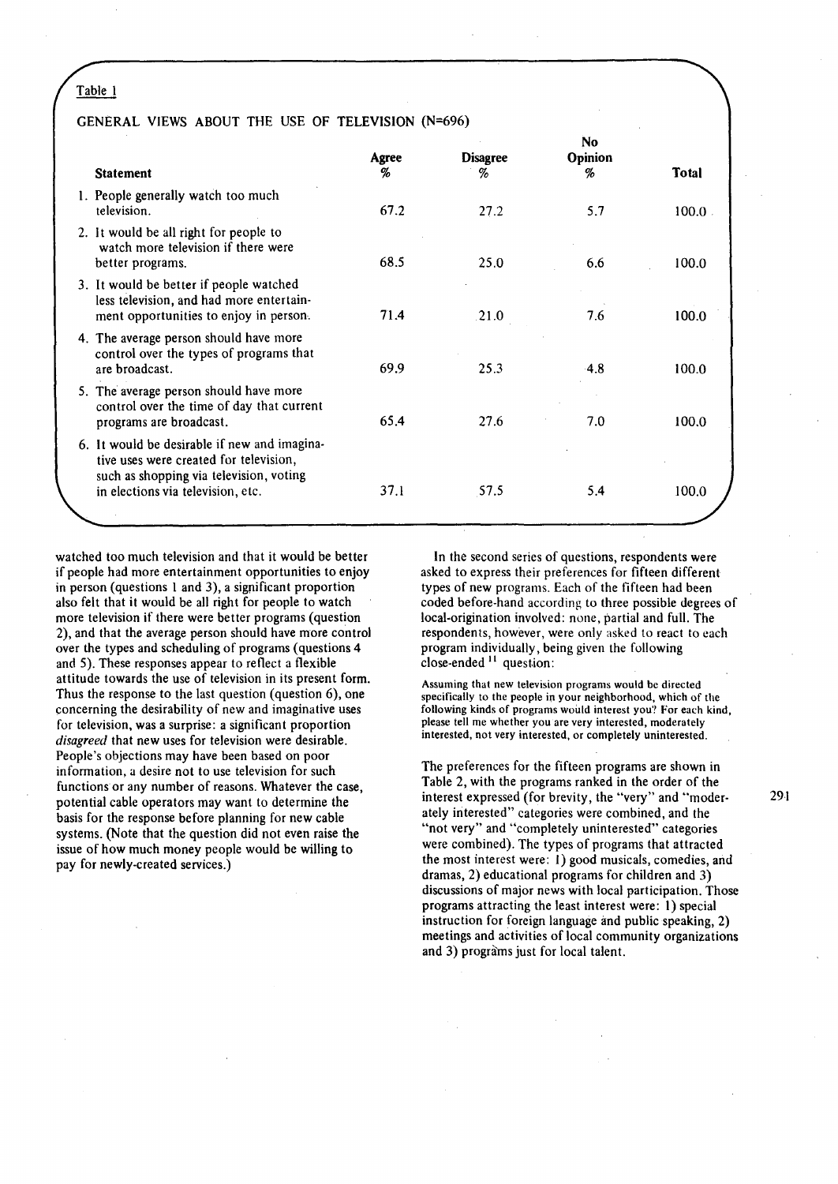Table 1

GENERAL VIEWS ABOUT THE USE OF TELEVISION (N=696)

| Statement | Agree % | Disagree % | No Opinion % | Total |
|---|---|---|---|---|
| 1. People generally watch too much television. | 67.2 | 27.2 | 5.7 | 100.0 |
| 2. It would be all right for people to watch more television if there were better programs. | 68.5 | 25.0 | 6.6 | 100.0 |
| 3. It would be better if people watched less television, and had more entertainment opportunities to enjoy in person. | 71.4 | 21.0 | 7.6 | 100.0 |
| 4. The average person should have more control over the types of programs that are broadcast. | 69.9 | 25.3 | 4.8 | 100.0 |
| 5. The average person should have more control over the time of day that current programs are broadcast. | 65.4 | 27.6 | 7.0 | 100.0 |
| 6. It would be desirable if new and imaginative uses were created for television, such as shopping via television, voting in elections via television, etc. | 37.1 | 57.5 | 5.4 | 100.0 |

watched too much television and that it would be better if people had more entertainment opportunities to enjoy in person (questions 1 and 3), a significant proportion also felt that it would be all right for people to watch more television if there were better programs (question 2), and that the average person should have more control over the types and scheduling of programs (questions 4 and 5). These responses appear to reflect a flexible attitude towards the use of television in its present form. Thus the response to the last question (question 6), one concerning the desirability of new and imaginative uses for television, was a surprise: a significant proportion *disagreed* that new uses for television were desirable. People's objections may have been based on poor information, a desire not to use television for such functions or any number of reasons. Whatever the case, potential cable operators may want to determine the basis for the response before planning for new cable systems. (Note that the question did not even raise the issue of how much money people would be willing to pay for newly-created services.)

In the second series of questions, respondents were asked to express their preferences for fifteen different types of new programs. Each of the fifteen had been coded before-hand according to three possible degrees of local-origination involved: none, partial and full. The respondents, however, were only asked to react to each program individually, being given the following close-ended [11] question:

Assuming that new television programs would be directed specifically to the people in your neighborhood, which of the following kinds of programs would interest you? For each kind, please tell me whether you are very interested, moderately interested, not very interested, or completely uninterested.

The preferences for the fifteen programs are shown in Table 2, with the programs ranked in the order of the interest expressed (for brevity, the "very" and "moderately interested" categories were combined, and the "not very" and "completely uninterested" categories were combined). The types of programs that attracted the most interest were: 1) good musicals, comedies, and dramas, 2) educational programs for children and 3) discussions of major news with local participation. Those programs attracting the least interest were: 1) special instruction for foreign language and public speaking, 2) meetings and activities of local community organizations and 3) programs just for local talent.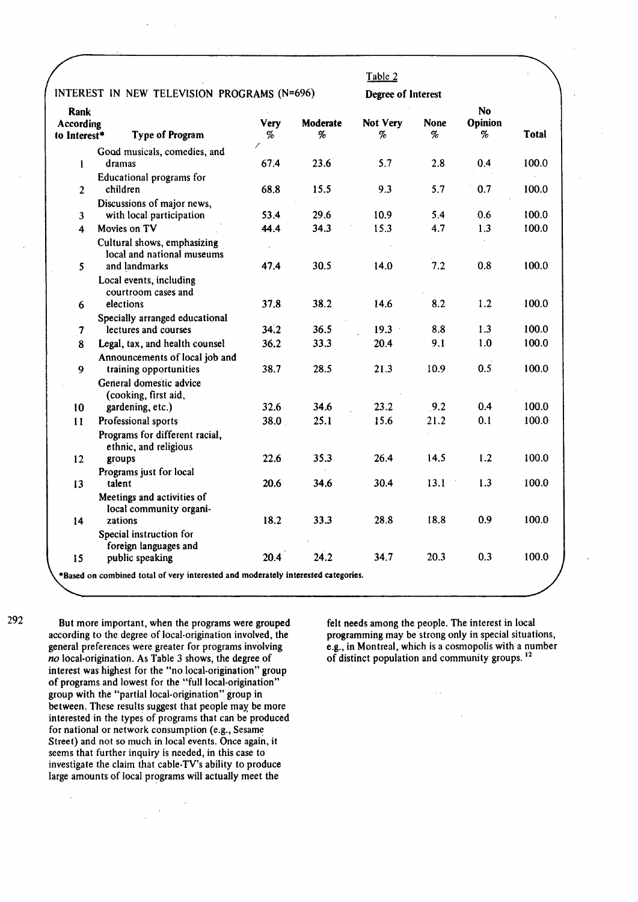Table 2

INTEREST IN NEW TELEVISION PROGRAMS (N=696)

| Rank According to Interest* | Type of Program | Degree of Interest | | | | | |
|---|---|---|---|---|---|---|---|
| | | Very % | Moderate % | Not Very % | None % | No Opinion % | Total |
| 1 | Good musicals, comedies, and dramas | 67.4 | 23.6 | 5.7 | 2.8 | 0.4 | 100.0 |
| 2 | Educational programs for children | 68.8 | 15.5 | 9.3 | 5.7 | 0.7 | 100.0 |
| 3 | Discussions of major news, with local participation | 53.4 | 29.6 | 10.9 | 5.4 | 0.6 | 100.0 |
| 4 | Movies on TV | 44.4 | 34.3 | 15.3 | 4.7 | 1.3 | 100.0 |
| 5 | Cultural shows, emphasizing local and national museums and landmarks | 47.4 | 30.5 | 14.0 | 7.2 | 0.8 | 100.0 |
| 6 | Local events, including courtroom cases and elections | 37.8 | 38.2 | 14.6 | 8.2 | 1.2 | 100.0 |
| 7 | Specially arranged educational lectures and courses | 34.2 | 36.5 | 19.3 | 8.8 | 1.3 | 100.0 |
| 8 | Legal, tax, and health counsel | 36.2 | 33.3 | 20.4 | 9.1 | 1.0 | 100.0 |
| 9 | Announcements of local job and training opportunities | 38.7 | 28.5 | 21.3 | 10.9 | 0.5 | 100.0 |
| 10 | General domestic advice (cooking, first aid, gardening, etc.) | 32.6 | 34.6 | 23.2 | 9.2 | 0.4 | 100.0 |
| 11 | Professional sports | 38.0 | 25.1 | 15.6 | 21.2 | 0.1 | 100.0 |
| 12 | Programs for different racial, ethnic, and religious groups | 22.6 | 35.3 | 26.4 | 14.5 | 1.2 | 100.0 |
| 13 | Programs just for local talent | 20.6 | 34.6 | 30.4 | 13.1 | 1.3 | 100.0 |
| 14 | Meetings and activities of local community organizations | 18.2 | 33.3 | 28.8 | 18.8 | 0.9 | 100.0 |
| 15 | Special instruction for foreign languages and public speaking | 20.4 | 24.2 | 34.7 | 20.3 | 0.3 | 100.0 |

**\*Based on combined total of very interested and moderately interested categories.**

But more important, when the programs were grouped according to the degree of local-origination involved, the general preferences were greater for programs involving *no* local-origination. As Table 3 shows, the degree of interest was highest for the "no local-origination" group of programs and lowest for the "full local-origination" group with the "partial local-origination" group in between. These results suggest that people may be more interested in the types of programs that can be produced for national or network consumption (e.g., Sesame Street) and not so much in local events. Once again, it seems that further inquiry is needed, in this case to investigate the claim that cable-TV's ability to produce large amounts of local programs will actually meet the felt needs among the people. The interest in local programming may be strong only in special situations, e.g., in Montreal, which is a cosmopolis with a number of distinct population and community groups.[12]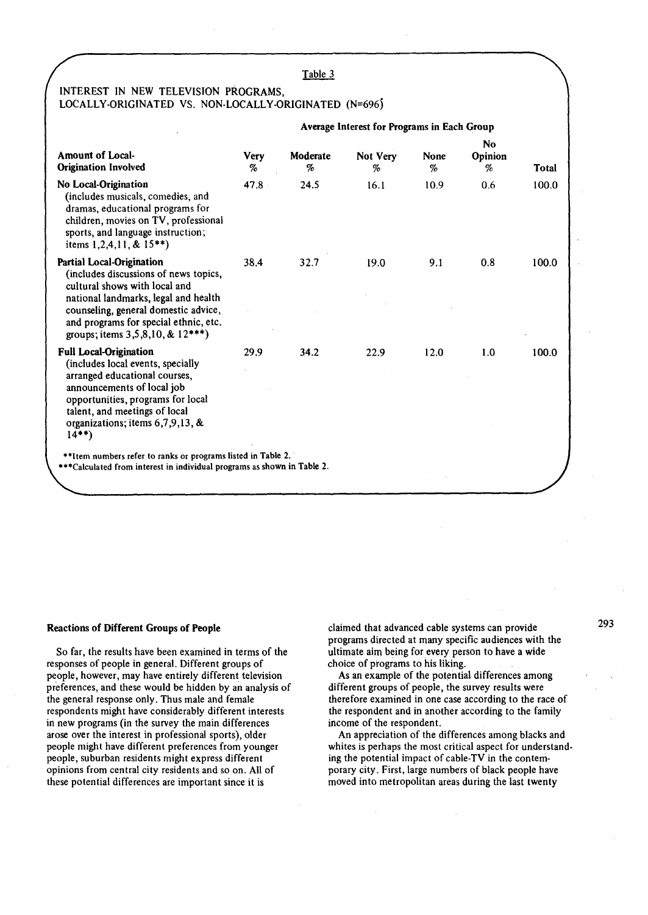Table 3

INTEREST IN NEW TELEVISION PROGRAMS, LOCALLY-ORIGINATED VS. NON-LOCALLY-ORIGINATED (N=696)

| Amount of Local-Origination Involved | Average Interest for Programs in Each Group | | | | | |
|---|---|---|---|---|---|---|
| | Very % | Moderate % | Not Very % | None % | No Opinion % | Total |
| **No Local-Origination** (includes musicals, comedies, and dramas, educational programs for children, movies on TV, professional sports, and language instruction; items 1,2,4,11, & 15**) | 47.8 | 24.5 | 16.1 | 10.9 | 0.6 | 100.0 |
| **Partial Local-Origination** (includes discussions of news topics, cultural shows with local and national landmarks, legal and health counseling, general domestic advice, and programs for special ethnic, etc. groups; items 3,5,8,10, & 12***) | 38.4 | 32.7 | 19.0 | 9.1 | 0.8 | 100.0 |
| **Full Local-Origination** (includes local events, specially arranged educational courses, announcements of local job opportunities, programs for local talent, and meetings of local organizations; items 6,7,9,13, & 14**) | 29.9 | 34.2 | 22.9 | 12.0 | 1.0 | 100.0 |

**Item numbers refer to ranks or programs listed in Table 2.

***Calculated from interest in individual programs as shown in Table 2.

### Reactions of Different Groups of People

So far, the results have been examined in terms of the responses of people in general. Different groups of people, however, may have entirely different television preferences, and these would be hidden by an analysis of the general response only. Thus male and female respondents might have considerably different interests in new programs (in the survey the main differences arose over the interest in professional sports), older people might have different preferences from younger people, suburban residents might express different opinions from central city residents and so on. All of these potential differences are important since it is claimed that advanced cable systems can provide programs directed at many specific audiences with the ultimate aim being for every person to have a wide choice of programs to his liking.

As an example of the potential differences among different groups of people, the survey results were therefore examined in one case according to the race of the respondent and in another according to the family income of the respondent.

An appreciation of the differences among blacks and whites is perhaps the most critical aspect for understanding the potential impact of cable-TV in the contemporary city. First, large numbers of black people have moved into metropolitan areas during the last twenty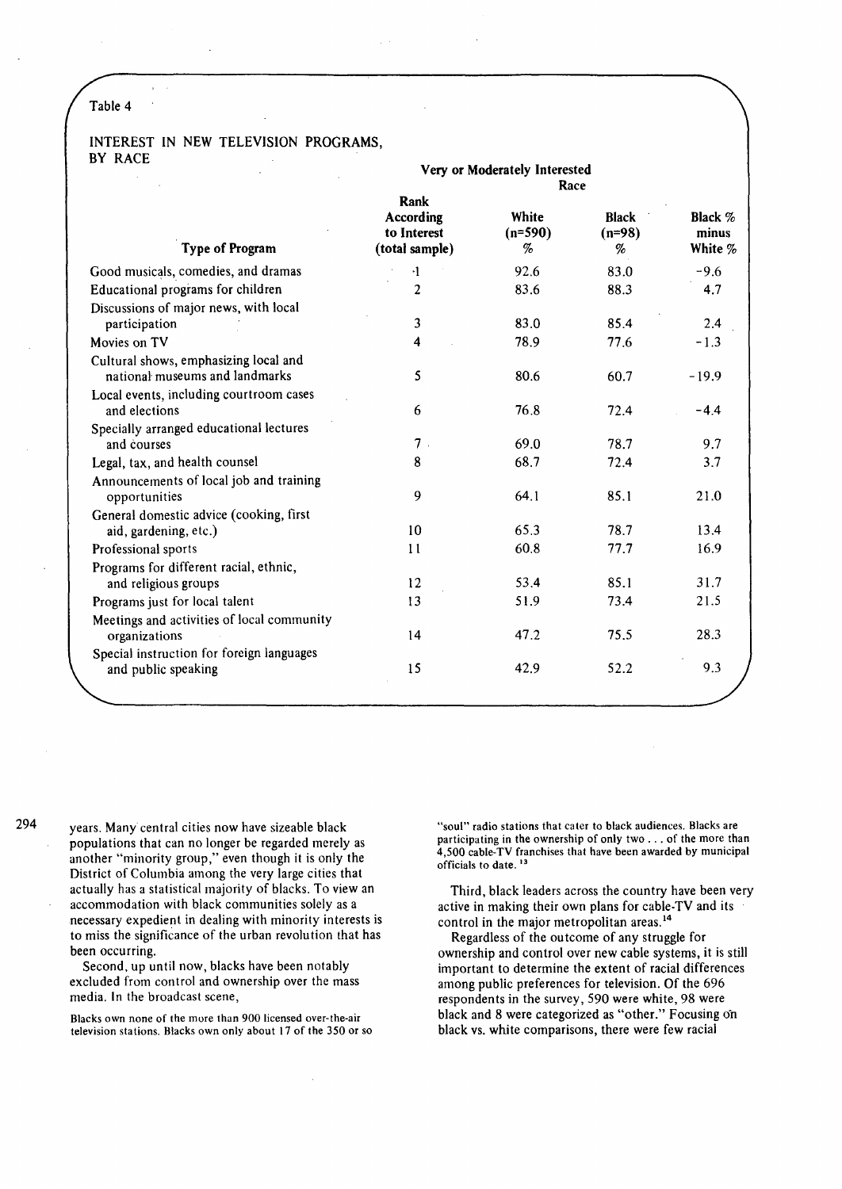Table 4

INTEREST IN NEW TELEVISION PROGRAMS, BY RACE

| | Very or Moderately Interested | | | |
|---|---|---|---|---|
| | | Race | | |
| Type of Program | Rank According to Interest (total sample) | White (n=590) % | Black (n=98) % | Black % minus White % |
| Good musicals, comedies, and dramas | 1 | 92.6 | 83.0 | −9.6 |
| Educational programs for children | 2 | 83.6 | 88.3 | 4.7 |
| Discussions of major news, with local participation | 3 | 83.0 | 85.4 | 2.4 |
| Movies on TV | 4 | 78.9 | 77.6 | −1.3 |
| Cultural shows, emphasizing local and national museums and landmarks | 5 | 80.6 | 60.7 | −19.9 |
| Local events, including courtroom cases and elections | 6 | 76.8 | 72.4 | −4.4 |
| Specially arranged educational lectures and courses | 7 | 69.0 | 78.7 | 9.7 |
| Legal, tax, and health counsel | 8 | 68.7 | 72.4 | 3.7 |
| Announcements of local job and training opportunities | 9 | 64.1 | 85.1 | 21.0 |
| General domestic advice (cooking, first aid, gardening, etc.) | 10 | 65.3 | 78.7 | 13.4 |
| Professional sports | 11 | 60.8 | 77.7 | 16.9 |
| Programs for different racial, ethnic, and religious groups | 12 | 53.4 | 85.1 | 31.7 |
| Programs just for local talent | 13 | 51.9 | 73.4 | 21.5 |
| Meetings and activities of local community organizations | 14 | 47.2 | 75.5 | 28.3 |
| Special instruction for foreign languages and public speaking | 15 | 42.9 | 52.2 | 9.3 |

years. Many central cities now have sizeable black populations that can no longer be regarded merely as another "minority group," even though it is only the District of Columbia among the very large cities that actually has a statistical majority of blacks. To view an accommodation with black communities solely as a necessary expedient in dealing with minority interests is to miss the significance of the urban revolution that has been occurring.

Second, up until now, blacks have been notably excluded from control and ownership over the mass media. In the broadcast scene,

> Blacks own none of the more than 900 licensed over-the-air television stations. Blacks own only about 17 of the 350 or so "soul" radio stations that cater to black audiences. Blacks are participating in the ownership of only two . . . of the more than 4,500 cable-TV franchises that have been awarded by municipal officials to date.[13]

Third, black leaders across the country have been very active in making their own plans for cable-TV and its control in the major metropolitan areas.[14]

Regardless of the outcome of any struggle for ownership and control over new cable systems, it is still important to determine the extent of racial differences among public preferences for television. Of the 696 respondents in the survey, 590 were white, 98 were black and 8 were categorized as "other." Focusing on black vs. white comparisons, there were few racial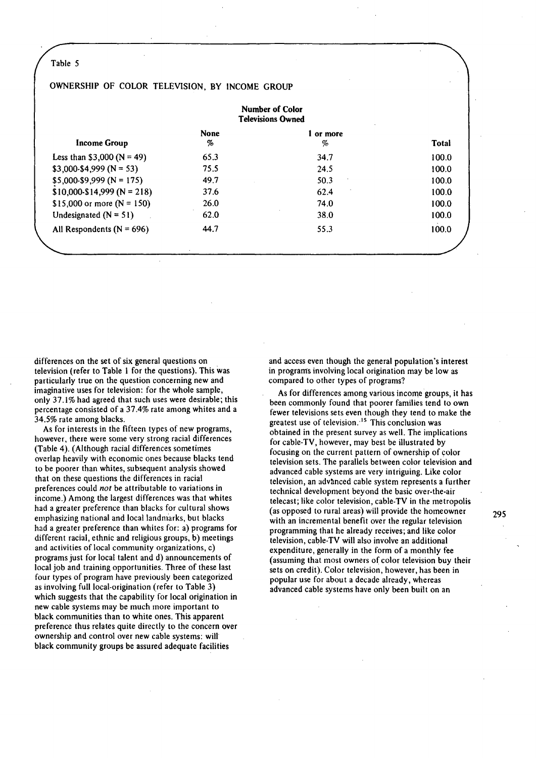Table 5

OWNERSHIP OF COLOR TELEVISION, BY INCOME GROUP

| | Number of Color Televisions Owned | | |
|---|---|---|---|
| Income Group | None % | 1 or more % | Total |
| Less than $3,000 (N = 49) | 65.3 | 34.7 | 100.0 |
| $3,000-$4,999 (N = 53) | 75.5 | 24.5 | 100.0 |
| $5,000-$9,999 (N = 175) | 49.7 | 50.3 | 100.0 |
| $10,000-$14,999 (N = 218) | 37.6 | 62.4 | 100.0 |
| $15,000 or more (N = 150) | 26.0 | 74.0 | 100.0 |
| Undesignated (N = 51) | 62.0 | 38.0 | 100.0 |
| All Respondents (N = 696) | 44.7 | 55.3 | 100.0 |

differences on the set of six general questions on television (refer to Table 1 for the questions). This was particularly true on the question concerning new and imaginative uses for television: for the whole sample, only 37.1% had agreed that such uses were desirable; this percentage consisted of a 37.4% rate among whites and a 34.5% rate among blacks.

As for interests in the fifteen types of new programs, however, there were some very strong racial differences (Table 4). (Although racial differences sometimes overlap heavily with economic ones because blacks tend to be poorer than whites, subsequent analysis showed that on these questions the differences in racial preferences could *not* be attributable to variations in income.) Among the largest differences was that whites had a greater preference than blacks for cultural shows emphasizing national and local landmarks, but blacks had a greater preference than whites for: a) programs for different racial, ethnic and religious groups, b) meetings and activities of local community organizations, c) programs just for local talent and d) announcements of local job and training opportunities. Three of these last four types of program have previously been categorized as involving full local-origination (refer to Table 3) which suggests that the capability for local origination in new cable systems may be much more important to black communities than to white ones. This apparent preference thus relates quite directly to the concern over ownership and control over new cable systems: will black community groups be assured adequate facilities and access even though the general population's interest in programs involving local origination may be low as compared to other types of programs?

As for differences among various income groups, it has been commonly found that poorer families tend to own fewer televisions sets even though they tend to make the greatest use of television.[15] This conclusion was obtained in the present survey as well. The implications for cable-TV, however, may best be illustrated by focusing on the current pattern of ownership of color television sets. The parallels between color television and advanced cable systems are very intriguing. Like color television, an advanced cable system represents a further technical development beyond the basic over-the-air telecast; like color television, cable-TV in the metropolis (as opposed to rural areas) will provide the homeowner with an incremental benefit over the regular television programming that he already receives; and like color television, cable-TV will also involve an additional expenditure, generally in the form of a monthly fee (assuming that most owners of color television buy their sets on credit). Color television, however, has been in popular use for about a decade already, whereas advanced cable systems have only been built on an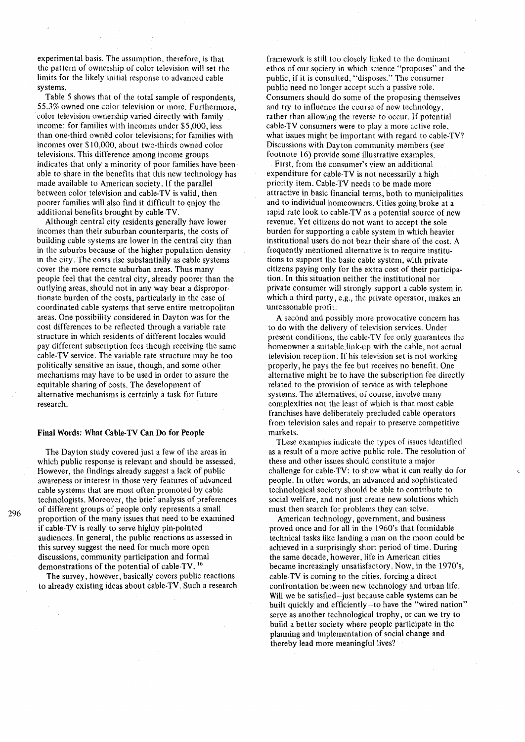experimental basis. The assumption, therefore, is that the pattern of ownership of color television will set the limits for the likely initial response to advanced cable systems.

Table 5 shows that of the total sample of respondents, 55.3% owned one color television or more. Furthermore, color television ownership varied directly with family income: for families with incomes under \$5,000, less than one-third owned color televisions; for families with incomes over \$10,000, about two-thirds owned color televisions. This difference among income groups indicates that only a minority of poor families have been able to share in the benefits that this new technology has made available to American society. If the parallel between color television and cable-TV is valid, then poorer families will also find it difficult to enjoy the additional benefits brought by cable-TV.

Although central city residents generally have lower incomes than their suburban counterparts, the costs of building cable systems are lower in the central city than in the suburbs because of the higher population density in the city. The costs rise substantially as cable systems cover the more remote suburban areas. Thus many people feel that the central city, already poorer than the outlying areas, should not in any way bear a disproportionate burden of the costs, particularly in the case of coordinated cable systems that serve entire metropolitan areas. One possibility considered in Dayton was for the cost differences to be reflected through a variable rate structure in which residents of different locales would pay different subscription fees though receiving the same cable-TV service. The variable rate structure may be too politically sensitive an issue, though, and some other mechanisms may have to be used in order to assure the equitable sharing of costs. The development of alternative mechanisms is certainly a task for future research.

## Final Words: What Cable-TV Can Do for People

The Dayton study covered just a few of the areas in which public response is relevant and should be assessed. However, the findings already suggest a lack of public awareness or interest in those very features of advanced cable systems that are most often promoted by cable technologists. Moreover, the brief analysis of preferences of different groups of people only represents a small proportion of the many issues that need to be examined if cable-TV is really to serve highly pin-pointed audiences. In general, the public reactions as assessed in this survey suggest the need for much more open discussions, community participation and formal demonstrations of the potential of cable-TV.[16]

The survey, however, basically covers public reactions to already existing ideas about cable-TV. Such a research framework is still too closely linked to the dominant ethos of our society in which science "proposes" and the public, if it is consulted, "disposes." The consumer public need no longer accept such a passive role. Consumers should do some of the proposing themselves and try to influence the course of new technology, rather than allowing the reverse to occur. If potential cable-TV consumers were to play a more active role, what issues might be important with regard to cable-TV? Discussions with Dayton community members (see footnote 16) provide some illustrative examples.

First, from the consumer's view an additional expenditure for cable-TV is not necessarily a high priority item. Cable-TV needs to be made more attractive in basic financial terms, both to municipalities and to individual homeowners. Cities going broke at a rapid rate look to cable-TV as a potential source of new revenue. Yet citizens do not want to accept the sole burden for supporting a cable system in which heavier institutional users do not bear their share of the cost. A frequently mentioned alternative is to require institutions to support the basic cable system, with private citizens paying only for the extra cost of their participation. In this situation neither the institutional nor private consumer will strongly support a cable system in which a third party, e.g., the private operator, makes an unreasonable profit.

A second and possibly more provocative concern has to do with the delivery of television services. Under present conditions, the cable-TV fee only guarantees the homeowner a suitable link-up with the cable, not actual television reception. If his television set is not working properly, he pays the fee but receives no benefit. One alternative might be to have the subscription fee directly related to the provision of service as with telephone systems. The alternatives, of course, involve many complexities not the least of which is that most cable franchises have deliberately precluded cable operators from television sales and repair to preserve competitive markets.

These examples indicate the types of issues identified as a result of a more active public role. The resolution of these and other issues should constitute a major challenge for cable-TV: to show what it can really do for people. In other words, an advanced and sophisticated technological society should be able to contribute to social welfare, and not just create new solutions which must then search for problems they can solve.

American technology, government, and business proved once and for all in the 1960's that formidable technical tasks like landing a man on the moon could be achieved in a surprisingly short period of time. During the same decade, however, life in American cities became increasingly unsatisfactory. Now, in the 1970's, cable-TV is coming to the cities, forcing a direct confrontation between new technology and urban life. Will we be satisfied—just because cable systems can be built quickly and efficiently—to have the "wired nation" serve as another technological trophy, or can we try to build a better society where people participate in the planning and implementation of social change and thereby lead more meaningful lives?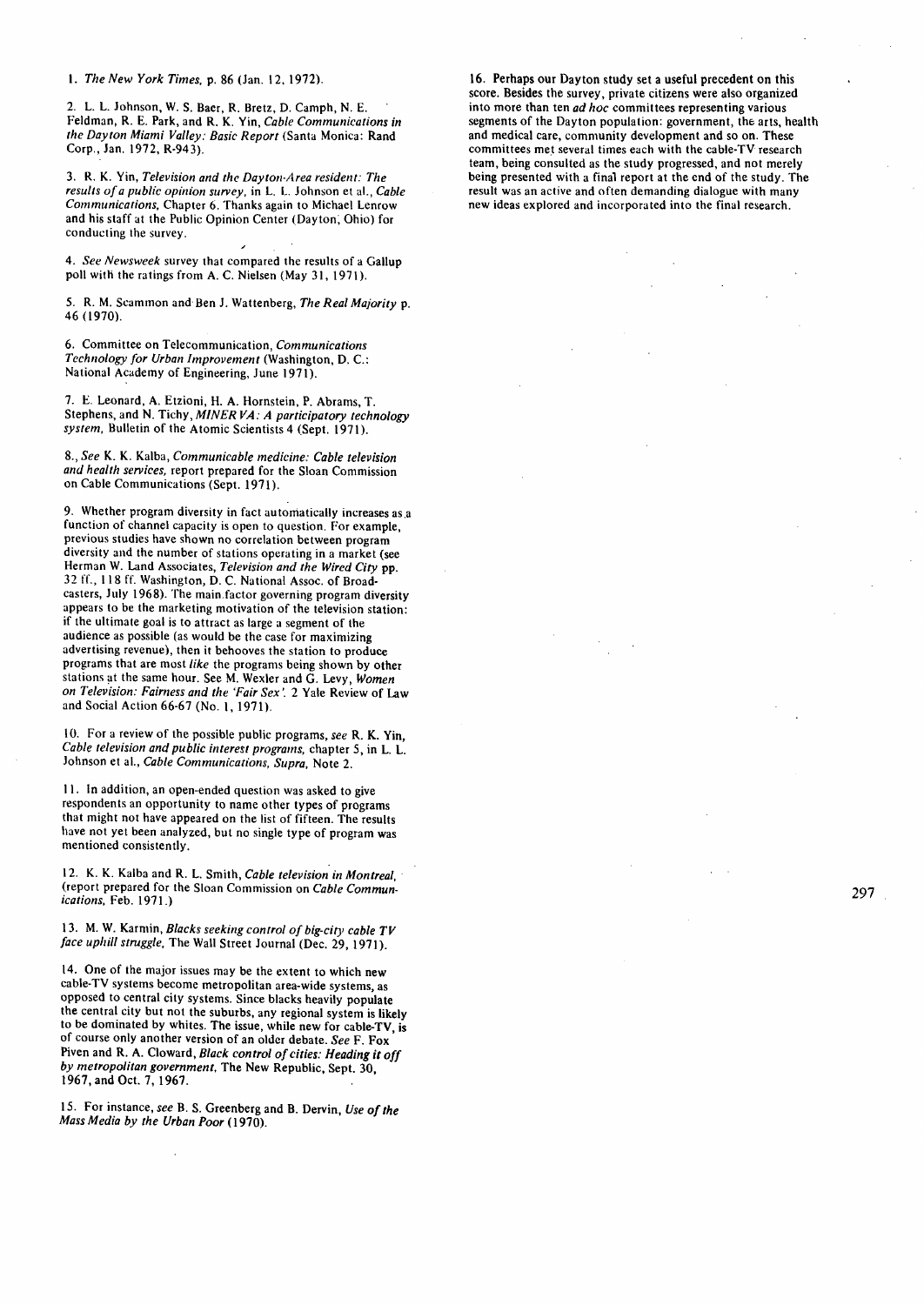1. *The New York Times*, p. 86 (Jan. 12, 1972).

2. L. L. Johnson, W. S. Baer, R. Bretz, D. Camph, N. E. Feldman, R. E. Park, and R. K. Yin, *Cable Communications in the Dayton Miami Valley: Basic Report* (Santa Monica: Rand Corp., Jan. 1972, R-943).

3. R. K. Yin, *Television and the Dayton-Area resident: The results of a public opinion survey*, in L. L. Johnson et al., *Cable Communications*, Chapter 6. Thanks again to Michael Lenrow and his staff at the Public Opinion Center (Dayton, Ohio) for conducting the survey.

4. *See Newsweek* survey that compared the results of a Gallup poll with the ratings from A. C. Nielsen (May 31, 1971).

5. R. M. Scammon and Ben J. Wattenberg, *The Real Majority* p. 46 (1970).

6. Committee on Telecommunication, *Communications Technology for Urban Improvement* (Washington, D. C.: National Academy of Engineering, June 1971).

7. E. Leonard, A. Etzioni, H. A. Hornstein, P. Abrams, T. Stephens, and N. Tichy, *MINERVA: A participatory technology system*, Bulletin of the Atomic Scientists 4 (Sept. 1971).

8. *See* K. K. Kalba, *Communicable medicine: Cable television and health services*, report prepared for the Sloan Commission on Cable Communications (Sept. 1971).

9. Whether program diversity in fact automatically increases as a function of channel capacity is open to question. For example, previous studies have shown no correlation between program diversity and the number of stations operating in a market (see Herman W. Land Associates, *Television and the Wired City* pp. 32 ff., 118 ff. Washington, D. C. National Assoc. of Broadcasters, July 1968). The main factor governing program diversity appears to be the marketing motivation of the television station: if the ultimate goal is to attract as large a segment of the audience as possible (as would be the case for maximizing advertising revenue), then it behooves the station to produce programs that are most *like* the programs being shown by other stations at the same hour. See M. Wexler and G. Levy, *Women on Television: Fairness and the 'Fair Sex'*. 2 Yale Review of Law and Social Action 66-67 (No. 1, 1971).

10. For a review of the possible public programs, *see* R. K. Yin, *Cable television and public interest programs*, chapter 5, in L. L. Johnson et al., *Cable Communications, Supra*, Note 2.

11. In addition, an open-ended question was asked to give respondents an opportunity to name other types of programs that might not have appeared on the list of fifteen. The results have not yet been analyzed, but no single type of program was mentioned consistently.

12. K. K. Kalba and R. L. Smith, *Cable television in Montreal*, (report prepared for the Sloan Commission on *Cable Communications*, Feb. 1971.)

13. M. W. Karmin, *Blacks seeking control of big-city cable TV face uphill struggle*, The Wall Street Journal (Dec. 29, 1971).

14. One of the major issues may be the extent to which new cable-TV systems become metropolitan area-wide systems, as opposed to central city systems. Since blacks heavily populate the central city but not the suburbs, any regional system is likely to be dominated by whites. The issue, while new for cable-TV, is of course only another version of an older debate. *See* F. Fox Piven and R. A. Cloward, *Black control of cities: Heading it off by metropolitan government*, The New Republic, Sept. 30, 1967, and Oct. 7, 1967.

15. For instance, *see* B. S. Greenberg and B. Dervin, *Use of the Mass Media by the Urban Poor* (1970).

16. Perhaps our Dayton study set a useful precedent on this score. Besides the survey, private citizens were also organized into more than ten *ad hoc* committees representing various segments of the Dayton population: government, the arts, health and medical care, community development and so on. These committees met several times each with the cable-TV research team, being consulted as the study progressed, and not merely being presented with a final report at the end of the study. The result was an active and often demanding dialogue with many new ideas explored and incorporated into the final research.